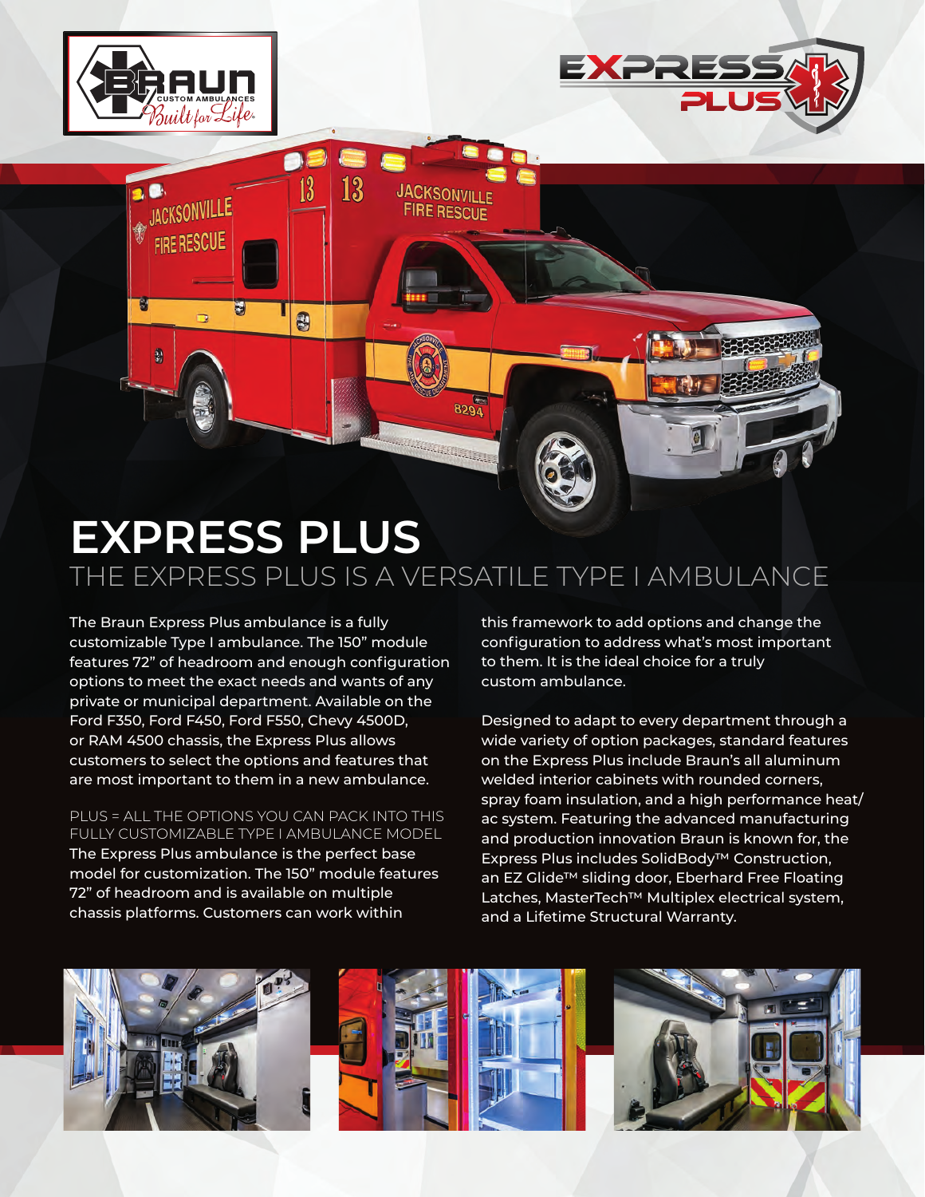# EXPRESS PLUS

## THE EXPRESS PLUS IS A VERSATILE TYPE I AMBULANCE

The Braun Express Plus ambulance is a fully customizable Type I ambulance. The 150" module features 72" of headroom and enough configuration options to meet the exact needs and wants of any private or municipal department. Available on the Ford F350, Ford F450, Ford F550, Chevy 4500D, or RAM 4500 chassis, the Express Plus allows customers to select the options and features that are most important to them in a new ambulance.

PLUS = ALL THE OPTIONS YOU CAN PACK INTO THIS FULLY CUSTOMIZABLE TYPE I AMBULANCE MODEL

The Express Plus ambulance is the perfect base model for customization. The 150" module features 72" of headroom and is available on multiple chassis platforms. Customers can work within this framework to add options and change the configuration to address what's most important to them. It is the ideal choice for a truly custom ambulance.

Designed to adapt to every department through a wide variety of option packages, standard features on the Express Plus include Braun's all aluminum welded interior cabinets with rounded corners, spray foam insulation, and a high performance heat/ac system. Featuring the advanced manufacturing and production innovation Braun is known for, the Express Plus includes SolidBody™ Construction, an EZ Glide™ sliding door, Eberhard Free Floating Latches, MasterTech™ Multiplex electrical system, and a Lifetime Structural Warranty.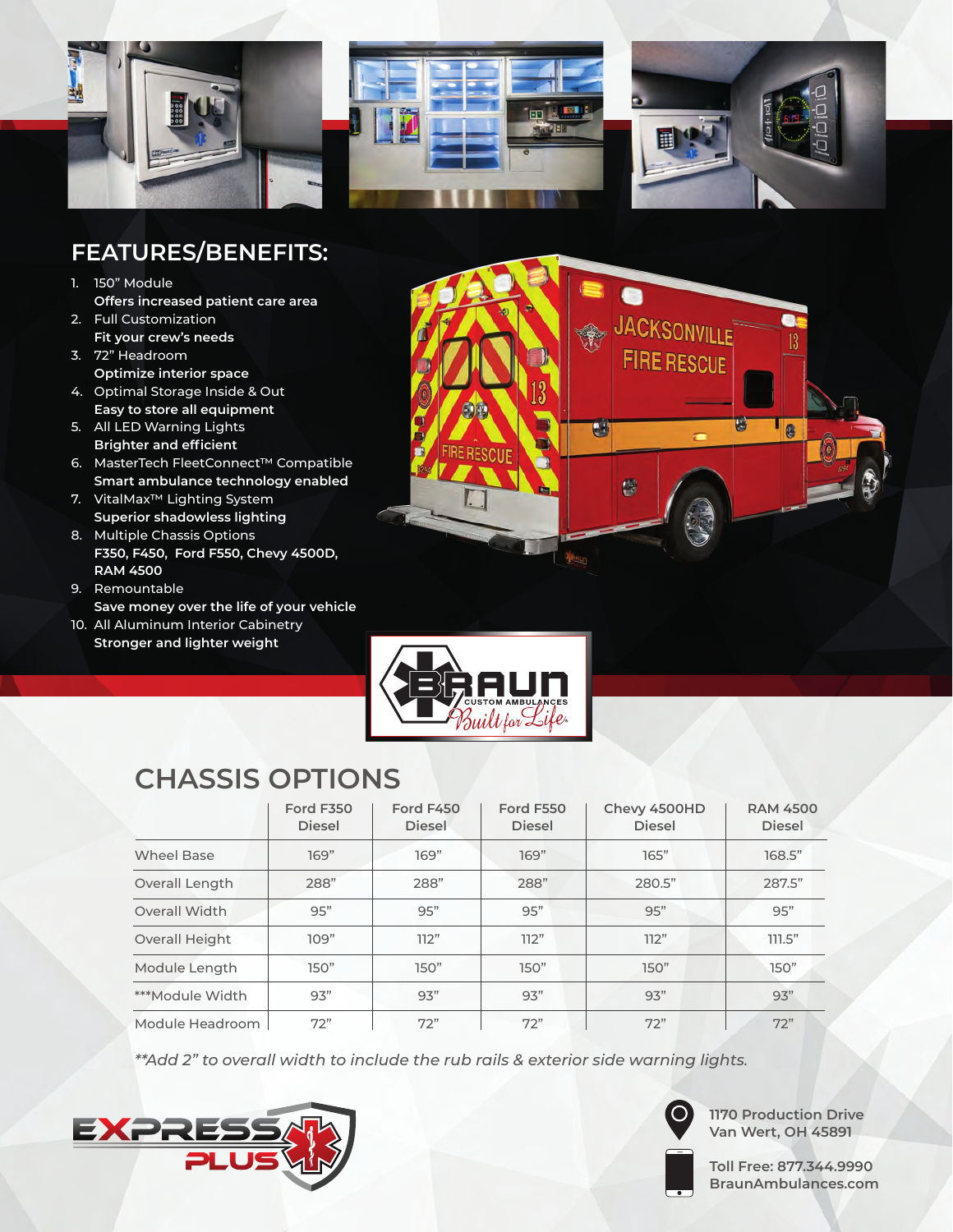## FEATURES/BENEFITS:

1. 150" Module
   **Offers increased patient care area**
2. Full Customization
   **Fit your crew's needs**
3. 72" Headroom
   **Optimize interior space**
4. Optimal Storage Inside & Out
   **Easy to store all equipment**
5. All LED Warning Lights
   **Brighter and efficient**
6. MasterTech FleetConnect™ Compatible
   **Smart ambulance technology enabled**
7. VitalMax™ Lighting System
   **Superior shadowless lighting**
8. Multiple Chassis Options
   **F350, F450, Ford F550, Chevy 4500D, RAM 4500**
9. Remountable
   **Save money over the life of your vehicle**
10. All Aluminum Interior Cabinetry
    **Stronger and lighter weight**

## CHASSIS OPTIONS

| | Ford F350 Diesel | Ford F450 Diesel | Ford F550 Diesel | Chevy 4500HD Diesel | RAM 4500 Diesel |
|---|---|---|---|---|---|
| Wheel Base | 169" | 169" | 169" | 165" | 168.5" |
| Overall Length | 288" | 288" | 288" | 280.5" | 287.5" |
| Overall Width | 95" | 95" | 95" | 95" | 95" |
| Overall Height | 109" | 112" | 112" | 112" | 111.5" |
| Module Length | 150" | 150" | 150" | 150" | 150" |
| ***Module Width | 93" | 93" | 93" | 93" | 93" |
| Module Headroom | 72" | 72" | 72" | 72" | 72" |

*\*\*Add 2" to overall width to include the rub rails & exterior side warning lights.*

1170 Production Drive
Van Wert, OH 45891

Toll Free: 877.344.9990
BraunAmbulances.com